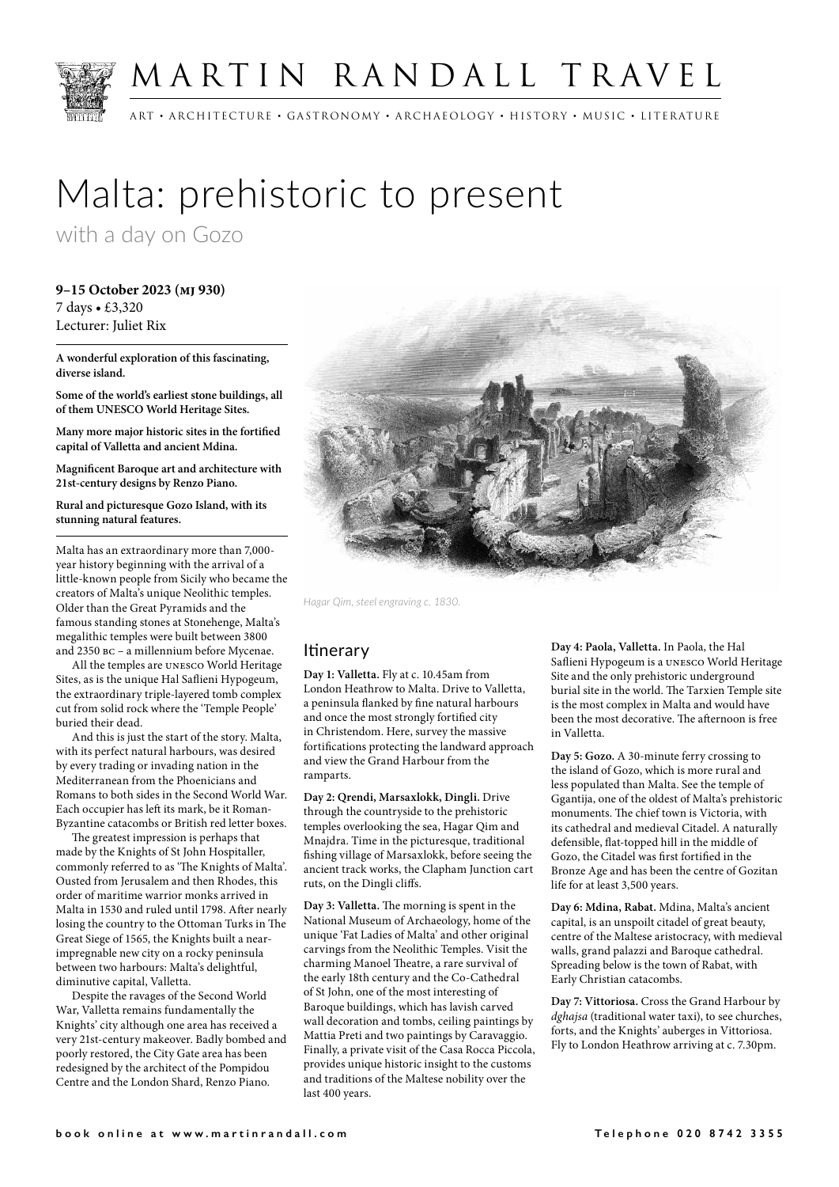# MARTIN RANDALL TRAVEL

ART • ARCHITECTURE • GASTRONOMY • ARCHAEOLOGY • HISTORY • MUSIC • LITERATURE

# Malta: prehistoric to present

## with a day on Gozo

**9–15 October 2023 (MJ 930)**
7 days • £3,320
Lecturer: Juliet Rix

**A wonderful exploration of this fascinating, diverse island.**

**Some of the world's earliest stone buildings, all of them UNESCO World Heritage Sites.**

**Many more major historic sites in the fortified capital of Valletta and ancient Mdina.**

**Magnificent Baroque art and architecture with 21st-century designs by Renzo Piano.**

**Rural and picturesque Gozo Island, with its stunning natural features.**

Malta has an extraordinary more than 7,000-year history beginning with the arrival of a little-known people from Sicily who became the creators of Malta's unique Neolithic temples. Older than the Great Pyramids and the famous standing stones at Stonehenge, Malta's megalithic temples were built between 3800 and 2350 BC – a millennium before Mycenae.

All the temples are UNESCO World Heritage Sites, as is the unique Hal Saflieni Hypogeum, the extraordinary triple-layered tomb complex cut from solid rock where the 'Temple People' buried their dead.

And this is just the start of the story. Malta, with its perfect natural harbours, was desired by every trading or invading nation in the Mediterranean from the Phoenicians and Romans to both sides in the Second World War. Each occupier has left its mark, be it Roman-Byzantine catacombs or British red letter boxes.

The greatest impression is perhaps that made by the Knights of St John Hospitaller, commonly referred to as 'The Knights of Malta'. Ousted from Jerusalem and then Rhodes, this order of maritime warrior monks arrived in Malta in 1530 and ruled until 1798. After nearly losing the country to the Ottoman Turks in The Great Siege of 1565, the Knights built a near-impregnable new city on a rocky peninsula between two harbours: Malta's delightful, diminutive capital, Valletta.

Despite the ravages of the Second World War, Valletta remains fundamentally the Knights' city although one area has received a very 21st-century makeover. Badly bombed and poorly restored, the City Gate area has been redesigned by the architect of the Pompidou Centre and the London Shard, Renzo Piano.

*Hagar Qim, steel engraving c. 1830.*

## Itinerary

**Day 1: Valletta.** Fly at c. 10.45am from London Heathrow to Malta. Drive to Valletta, a peninsula flanked by fine natural harbours and once the most strongly fortified city in Christendom. Here, survey the massive fortifications protecting the landward approach and view the Grand Harbour from the ramparts.

**Day 2: Qrendi, Marsaxlokk, Dingli.** Drive through the countryside to the prehistoric temples overlooking the sea, Hagar Qim and Mnajdra. Time in the picturesque, traditional fishing village of Marsaxlokk, before seeing the ancient track works, the Clapham Junction cart ruts, on the Dingli cliffs.

**Day 3: Valletta.** The morning is spent in the National Museum of Archaeology, home of the unique 'Fat Ladies of Malta' and other original carvings from the Neolithic Temples. Visit the charming Manoel Theatre, a rare survival of the early 18th century and the Co-Cathedral of St John, one of the most interesting of Baroque buildings, which has lavish carved wall decoration and tombs, ceiling paintings by Mattia Preti and two paintings by Caravaggio. Finally, a private visit of the Casa Rocca Piccola, provides unique historic insight to the customs and traditions of the Maltese nobility over the last 400 years.

**Day 4: Paola, Valletta.** In Paola, the Hal Saflieni Hypogeum is a UNESCO World Heritage Site and the only prehistoric underground burial site in the world. The Tarxien Temple site is the most complex in Malta and would have been the most decorative. The afternoon is free in Valletta.

**Day 5: Gozo.** A 30-minute ferry crossing to the island of Gozo, which is more rural and less populated than Malta. See the temple of Ggantija, one of the oldest of Malta's prehistoric monuments. The chief town is Victoria, with its cathedral and medieval Citadel. A naturally defensible, flat-topped hill in the middle of Gozo, the Citadel was first fortified in the Bronze Age and has been the centre of Gozitan life for at least 3,500 years.

**Day 6: Mdina, Rabat.** Mdina, Malta's ancient capital, is an unspoilt citadel of great beauty, centre of the Maltese aristocracy, with medieval walls, grand palazzi and Baroque cathedral. Spreading below is the town of Rabat, with Early Christian catacombs.

**Day 7: Vittoriosa.** Cross the Grand Harbour by *dghajsa* (traditional water taxi), to see churches, forts, and the Knights' auberges in Vittoriosa. Fly to London Heathrow arriving at c. 7.30pm.

book online at www.martinrandall.com Telephone 020 8742 3355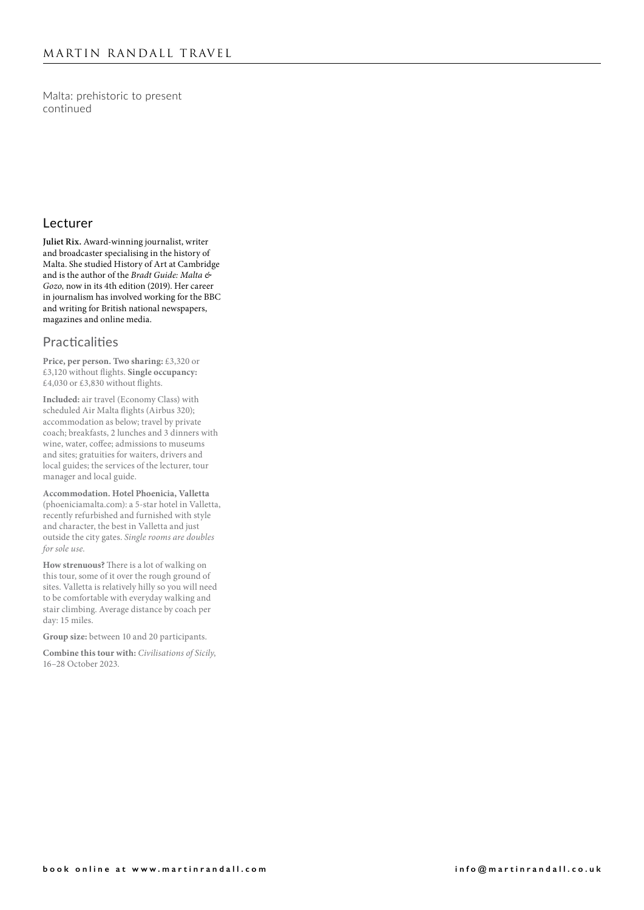Malta: prehistoric to present
continued

## Lecturer

**Juliet Rix.** Award-winning journalist, writer and broadcaster specialising in the history of Malta. She studied History of Art at Cambridge and is the author of the *Bradt Guide: Malta & Gozo,* now in its 4th edition (2019). Her career in journalism has involved working for the BBC and writing for British national newspapers, magazines and online media.

## Practicalities

**Price, per person. Two sharing:** £3,320 or £3,120 without flights. **Single occupancy:** £4,030 or £3,830 without flights.

**Included:** air travel (Economy Class) with scheduled Air Malta flights (Airbus 320); accommodation as below; travel by private coach; breakfasts, 2 lunches and 3 dinners with wine, water, coffee; admissions to museums and sites; gratuities for waiters, drivers and local guides; the services of the lecturer, tour manager and local guide.

**Accommodation. Hotel Phoenicia, Valletta** (phoeniciamalta.com): a 5-star hotel in Valletta, recently refurbished and furnished with style and character, the best in Valletta and just outside the city gates. *Single rooms are doubles for sole use.*

**How strenuous?** There is a lot of walking on this tour, some of it over the rough ground of sites. Valletta is relatively hilly so you will need to be comfortable with everyday walking and stair climbing. Average distance by coach per day: 15 miles.

**Group size:** between 10 and 20 participants.

**Combine this tour with:** *Civilisations of Sicily*, 16–28 October 2023.